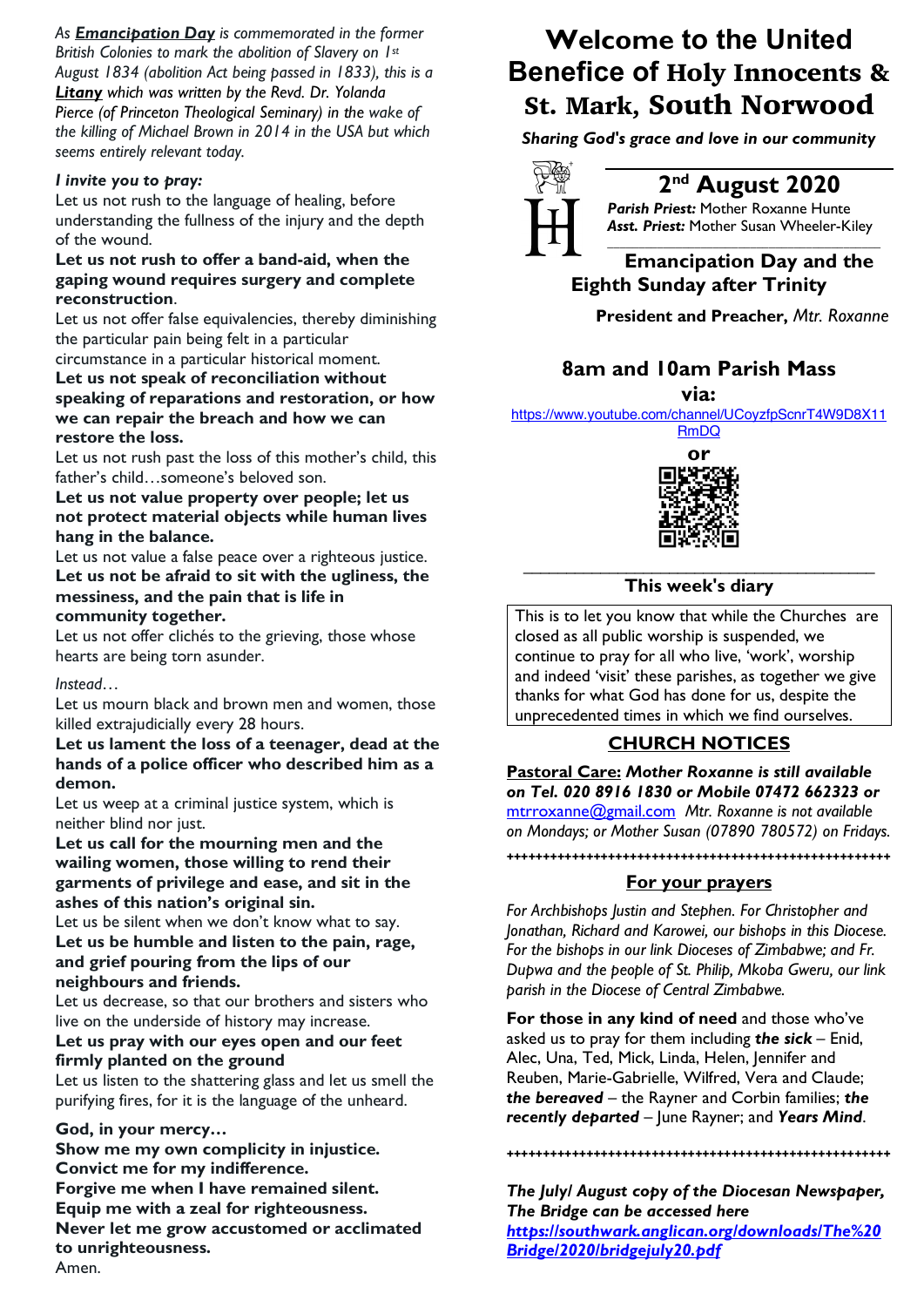*As **Emancipation Day** is commemorated in the former British Colonies to mark the abolition of Slavery on 1st August 1834 (abolition Act being passed in 1833), this is a **Litany** which was written by the Revd. Dr. Yolanda Pierce (of Princeton Theological Seminary) in the wake of the killing of Michael Brown in 2014 in the USA but which seems entirely relevant today.*

***I invite you to pray:***

Let us not rush to the language of healing, before understanding the fullness of the injury and the depth of the wound.

**Let us not rush to offer a band-aid, when the gaping wound requires surgery and complete reconstruction**.

Let us not offer false equivalencies, thereby diminishing the particular pain being felt in a particular circumstance in a particular historical moment.

**Let us not speak of reconciliation without speaking of reparations and restoration, or how we can repair the breach and how we can restore the loss.**

Let us not rush past the loss of this mother's child, this father's child…someone's beloved son.

**Let us not value property over people; let us not protect material objects while human lives hang in the balance.**

Let us not value a false peace over a righteous justice.

**Let us not be afraid to sit with the ugliness, the messiness, and the pain that is life in community together.**

Let us not offer clichés to the grieving, those whose hearts are being torn asunder.

*Instead…*

Let us mourn black and brown men and women, those killed extrajudicially every 28 hours.

**Let us lament the loss of a teenager, dead at the hands of a police officer who described him as a demon.**

Let us weep at a criminal justice system, which is neither blind nor just.

**Let us call for the mourning men and the wailing women, those willing to rend their garments of privilege and ease, and sit in the ashes of this nation's original sin.**

Let us be silent when we don't know what to say.

**Let us be humble and listen to the pain, rage, and grief pouring from the lips of our neighbours and friends.**

Let us decrease, so that our brothers and sisters who live on the underside of history may increase.

**Let us pray with our eyes open and our feet firmly planted on the ground**

Let us listen to the shattering glass and let us smell the purifying fires, for it is the language of the unheard.

**God, in your mercy…**
**Show me my own complicity in injustice.**
**Convict me for my indifference.**
**Forgive me when I have remained silent.**
**Equip me with a zeal for righteousness.**
**Never let me grow accustomed or acclimated to unrighteousness.**
Amen.

# Welcome to the United Benefice of Holy Innocents & St. Mark, South Norwood

***Sharing God's grace and love in our community***

## 2nd August 2020

***Parish Priest:*** Mother Roxanne Hunte
***Asst. Priest:*** Mother Susan Wheeler-Kiley

### Emancipation Day and the Eighth Sunday after Trinity

**President and Preacher,** *Mtr. Roxanne*

### 8am and 10am Parish Mass via:

https://www.youtube.com/channel/UCoyzfpScnrT4W9D8X11RmDQ

**or**

## This week's diary

This is to let you know that while the Churches are closed as all public worship is suspended, we continue to pray for all who live, 'work', worship and indeed 'visit' these parishes, as together we give thanks for what God has done for us, despite the unprecedented times in which we find ourselves.

## CHURCH NOTICES

**Pastoral Care:** ***Mother Roxanne is still available on Tel. 020 8916 1830 or Mobile 07472 662323 or*** mtrroxanne@gmail.com *Mtr. Roxanne is not available on Mondays; or Mother Susan (07890 780572) on Fridays.*

++++++++++++++++++++++++++++++++++++++++++++++++++++

### For your prayers

*For Archbishops Justin and Stephen. For Christopher and Jonathan, Richard and Karowei, our bishops in this Diocese. For the bishops in our link Dioceses of Zimbabwe; and Fr. Dupwa and the people of St. Philip, Mkoba Gweru, our link parish in the Diocese of Central Zimbabwe.*

**For those in any kind of need** and those who've asked us to pray for them including ***the sick*** – Enid, Alec, Una, Ted, Mick, Linda, Helen, Jennifer and Reuben, Marie-Gabrielle, Wilfred, Vera and Claude; ***the bereaved*** – the Rayner and Corbin families; ***the recently departed*** – June Rayner; and ***Years Mind***.

++++++++++++++++++++++++++++++++++++++++++++++++++++

***The July/ August copy of the Diocesan Newspaper, The Bridge can be accessed here***
***https://southwark.anglican.org/downloads/The%20Bridge/2020/bridgejuly20.pdf***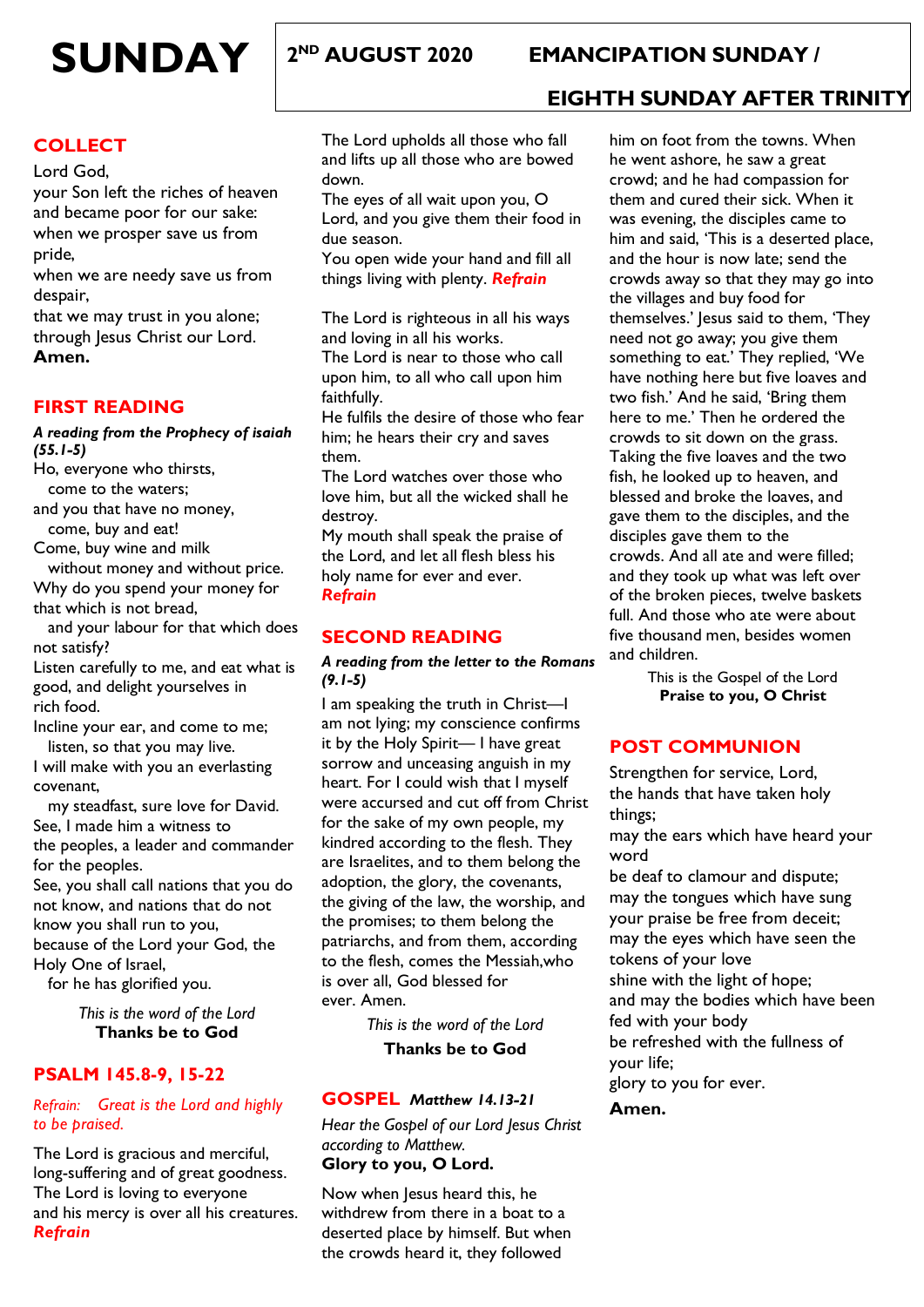# SUNDAY

**2[ND] AUGUST 2020 EMANCIPATION SUNDAY / EIGHTH SUNDAY AFTER TRINITY**

## COLLECT

Lord God,
your Son left the riches of heaven
and became poor for our sake:
when we prosper save us from pride,
when we are needy save us from despair,
that we may trust in you alone;
through Jesus Christ our Lord.
**Amen.**

## FIRST READING

***A reading from the Prophecy of isaiah (55.1-5)***

Ho, everyone who thirsts,
come to the waters;
and you that have no money,
come, buy and eat!
Come, buy wine and milk
without money and without price.
Why do you spend your money for that which is not bread,
and your labour for that which does not satisfy?
Listen carefully to me, and eat what is good, and delight yourselves in rich food.
Incline your ear, and come to me;
listen, so that you may live.
I will make with you an everlasting covenant,
my steadfast, sure love for David.
See, I made him a witness to the peoples, a leader and commander for the peoples.
See, you shall call nations that you do not know, and nations that do not know you shall run to you,
because of the Lord your God, the Holy One of Israel,
for he has glorified you.

*This is the word of the Lord*
**Thanks be to God**

## PSALM 145.8-9, 15-22

*Refrain: Great is the Lord and highly to be praised.*

The Lord is gracious and merciful,
long-suffering and of great goodness.
The Lord is loving to everyone
and his mercy is over all his creatures. ***Refrain***

The Lord upholds all those who fall and lifts up all those who are bowed down.
The eyes of all wait upon you, O Lord, and you give them their food in due season.
You open wide your hand and fill all things living with plenty. ***Refrain***

The Lord is righteous in all his ways and loving in all his works.
The Lord is near to those who call upon him, to all who call upon him faithfully.
He fulfils the desire of those who fear him; he hears their cry and saves them.
The Lord watches over those who love him, but all the wicked shall he destroy.
My mouth shall speak the praise of the Lord, and let all flesh bless his holy name for ever and ever.
***Refrain***

## SECOND READING

***A reading from the letter to the Romans (9.1-5)***

I am speaking the truth in Christ—I am not lying; my conscience confirms it by the Holy Spirit— I have great sorrow and unceasing anguish in my heart. For I could wish that I myself were accursed and cut off from Christ for the sake of my own people, my kindred according to the flesh. They are Israelites, and to them belong the adoption, the glory, the covenants, the giving of the law, the worship, and the promises; to them belong the patriarchs, and from them, according to the flesh, comes the Messiah,who is over all, God blessed for ever. Amen.

*This is the word of the Lord*
**Thanks be to God**

## GOSPEL *Matthew 14.13-21*

*Hear the Gospel of our Lord Jesus Christ according to Matthew.*
**Glory to you, O Lord.**

Now when Jesus heard this, he withdrew from there in a boat to a deserted place by himself. But when the crowds heard it, they followed him on foot from the towns. When he went ashore, he saw a great crowd; and he had compassion for them and cured their sick. When it was evening, the disciples came to him and said, 'This is a deserted place, and the hour is now late; send the crowds away so that they may go into the villages and buy food for themselves.' Jesus said to them, 'They need not go away; you give them something to eat.' They replied, 'We have nothing here but five loaves and two fish.' And he said, 'Bring them here to me.' Then he ordered the crowds to sit down on the grass. Taking the five loaves and the two fish, he looked up to heaven, and blessed and broke the loaves, and gave them to the disciples, and the disciples gave them to the crowds. And all ate and were filled; and they took up what was left over of the broken pieces, twelve baskets full. And those who ate were about five thousand men, besides women and children.

This is the Gospel of the Lord
**Praise to you, O Christ**

## POST COMMUNION

Strengthen for service, Lord,
the hands that have taken holy things;
may the ears which have heard your word
be deaf to clamour and dispute;
may the tongues which have sung your praise be free from deceit;
may the eyes which have seen the tokens of your love
shine with the light of hope;
and may the bodies which have been fed with your body
be refreshed with the fullness of your life;
glory to you for ever.
**Amen.**